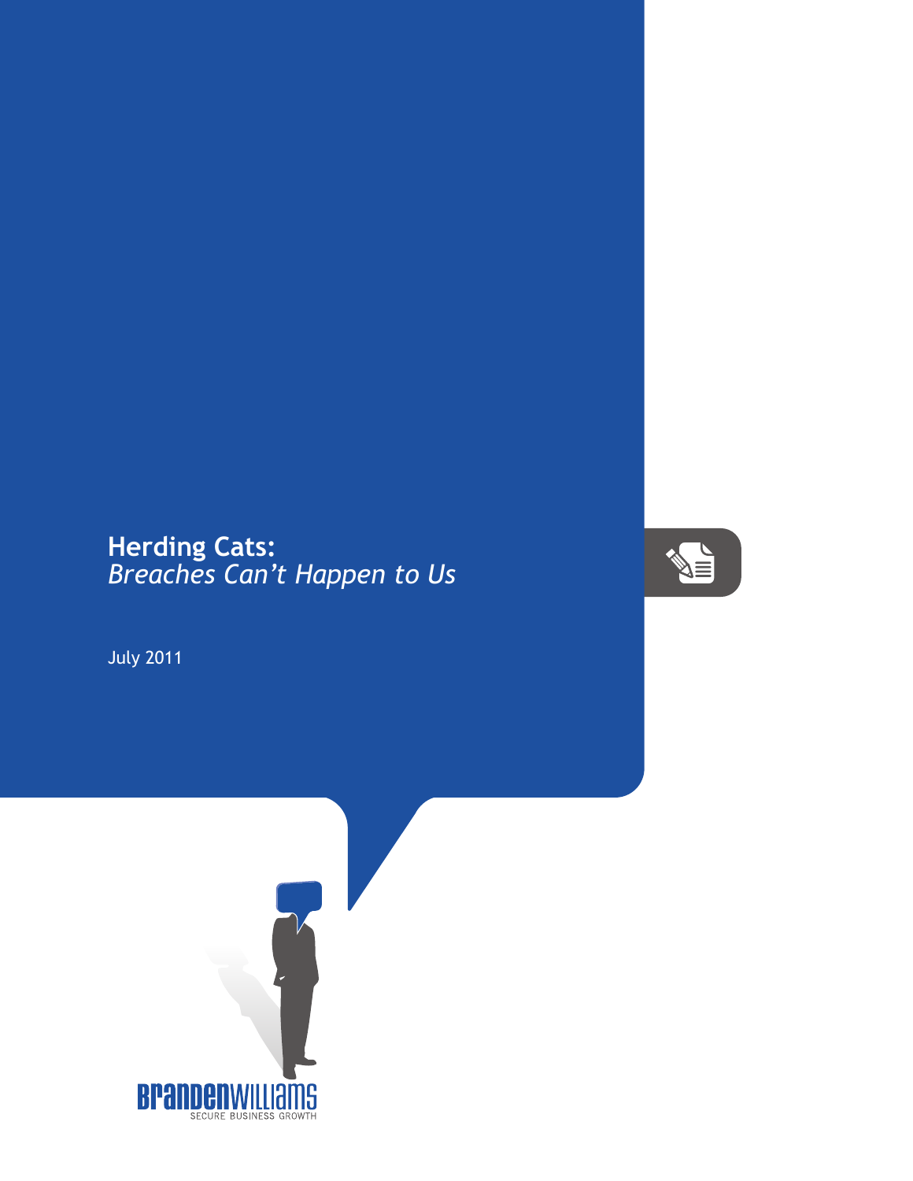# Herding Cats:
*Breaches Can't Happen to Us*

July 2011

BRANDENWILLIAMS
SECURE BUSINESS GROWTH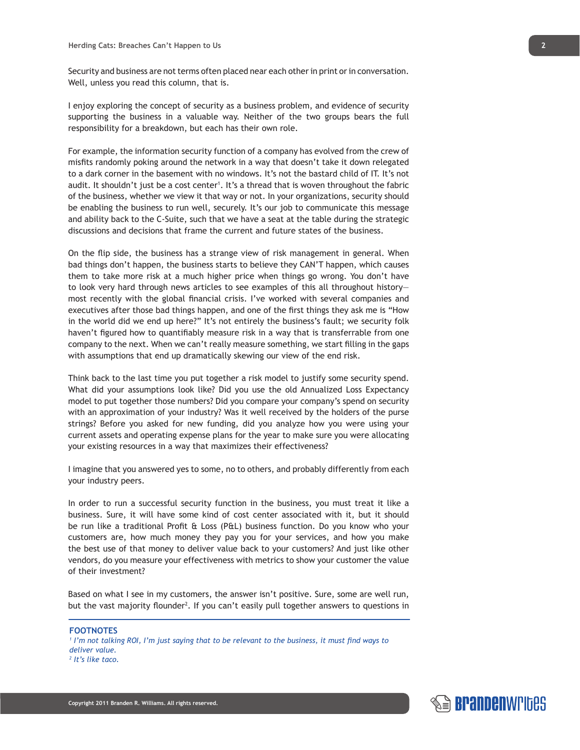Security and business are not terms often placed near each other in print or in conversation. Well, unless you read this column, that is.

I enjoy exploring the concept of security as a business problem, and evidence of security supporting the business in a valuable way. Neither of the two groups bears the full responsibility for a breakdown, but each has their own role.

For example, the information security function of a company has evolved from the crew of misfits randomly poking around the network in a way that doesn't take it down relegated to a dark corner in the basement with no windows. It's not the bastard child of IT. It's not audit. It shouldn't just be a cost center[1]. It's a thread that is woven throughout the fabric of the business, whether we view it that way or not. In your organizations, security should be enabling the business to run well, securely. It's our job to communicate this message and ability back to the C-Suite, such that we have a seat at the table during the strategic discussions and decisions that frame the current and future states of the business.

On the flip side, the business has a strange view of risk management in general. When bad things don't happen, the business starts to believe they CAN'T happen, which causes them to take more risk at a much higher price when things go wrong. You don't have to look very hard through news articles to see examples of this all throughout history—most recently with the global financial crisis. I've worked with several companies and executives after those bad things happen, and one of the first things they ask me is "How in the world did we end up here?" It's not entirely the business's fault; we security folk haven't figured how to quantifiably measure risk in a way that is transferrable from one company to the next. When we can't really measure something, we start filling in the gaps with assumptions that end up dramatically skewing our view of the end risk.

Think back to the last time you put together a risk model to justify some security spend. What did your assumptions look like? Did you use the old Annualized Loss Expectancy model to put together those numbers? Did you compare your company's spend on security with an approximation of your industry? Was it well received by the holders of the purse strings? Before you asked for new funding, did you analyze how you were using your current assets and operating expense plans for the year to make sure you were allocating your existing resources in a way that maximizes their effectiveness?

I imagine that you answered yes to some, no to others, and probably differently from each your industry peers.

In order to run a successful security function in the business, you must treat it like a business. Sure, it will have some kind of cost center associated with it, but it should be run like a traditional Profit & Loss (P&L) business function. Do you know who your customers are, how much money they pay you for your services, and how you make the best use of that money to deliver value back to your customers? And just like other vendors, do you measure your effectiveness with metrics to show your customer the value of their investment?

Based on what I see in my customers, the answer isn't positive. Sure, some are well run, but the vast majority flounder[2]. If you can't easily pull together answers to questions in

**FOOTNOTES**

*[1] I'm not talking ROI, I'm just saying that to be relevant to the business, it must find ways to deliver value.*

*[2] It's like taco.*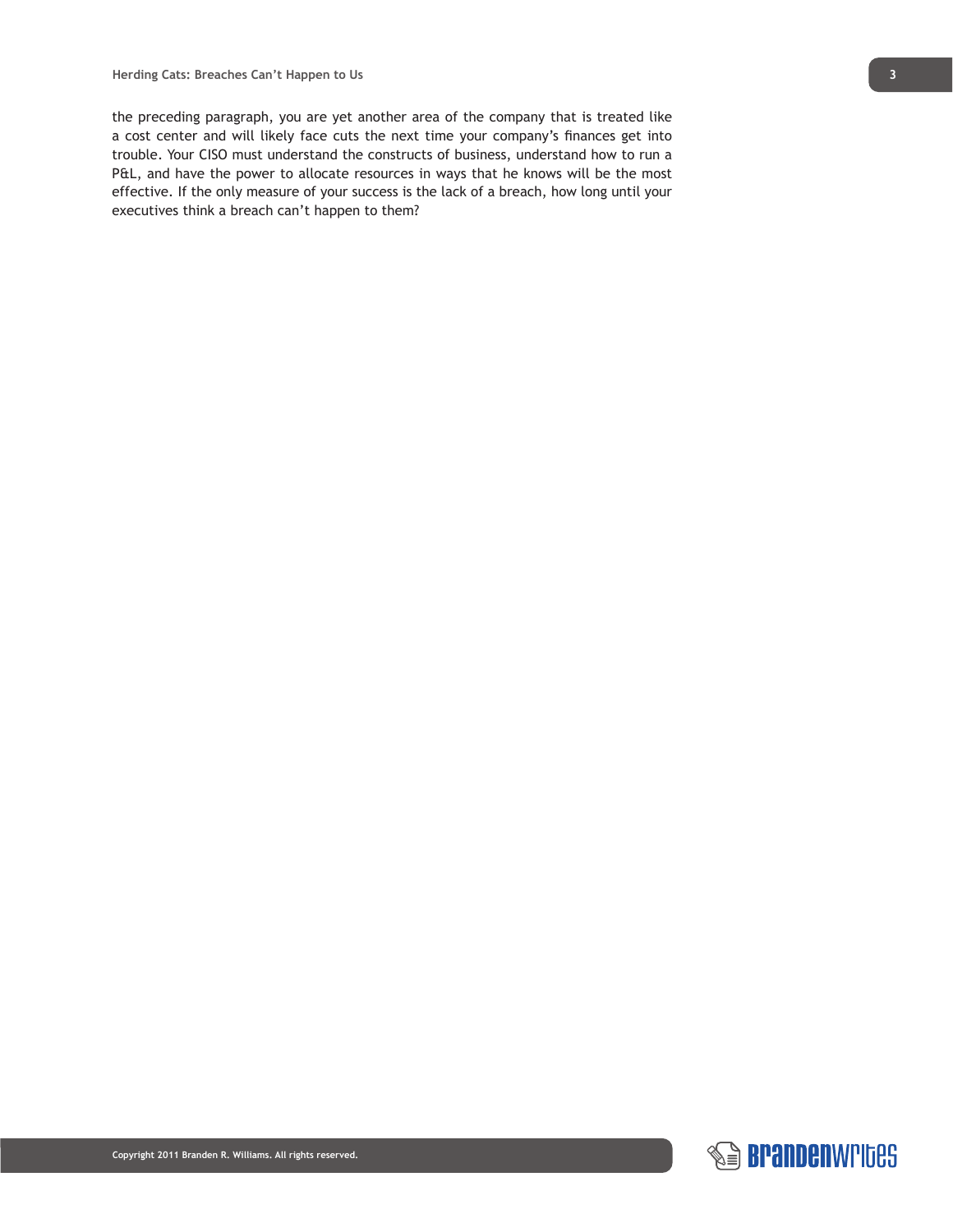the preceding paragraph, you are yet another area of the company that is treated like a cost center and will likely face cuts the next time your company's finances get into trouble. Your CISO must understand the constructs of business, understand how to run a P&L, and have the power to allocate resources in ways that he knows will be the most effective. If the only measure of your success is the lack of a breach, how long until your executives think a breach can't happen to them?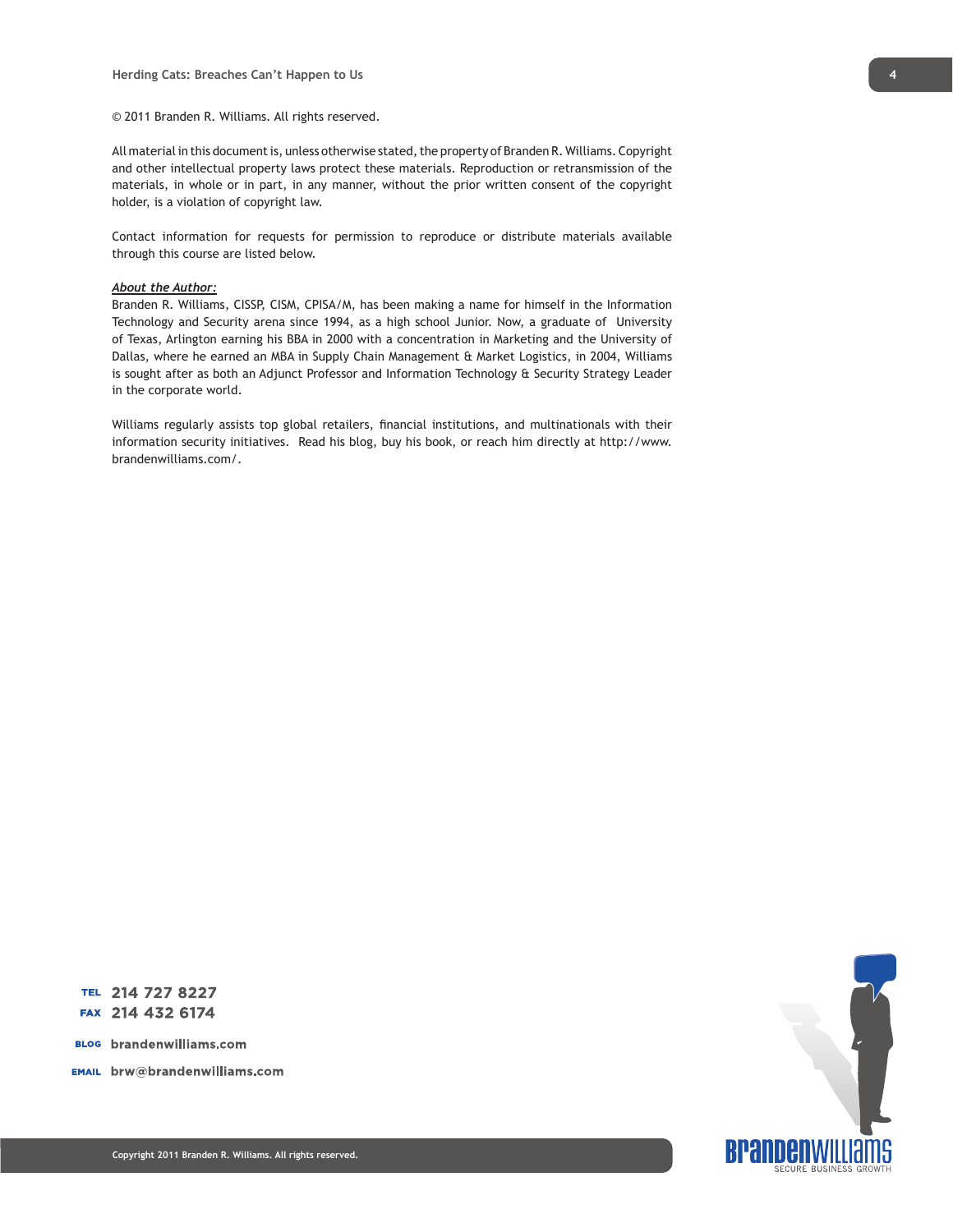© 2011 Branden R. Williams. All rights reserved.

All material in this document is, unless otherwise stated, the property of Branden R. Williams. Copyright and other intellectual property laws protect these materials. Reproduction or retransmission of the materials, in whole or in part, in any manner, without the prior written consent of the copyright holder, is a violation of copyright law.

Contact information for requests for permission to reproduce or distribute materials available through this course are listed below.

***About the Author:***

Branden R. Williams, CISSP, CISM, CPISA/M, has been making a name for himself in the Information Technology and Security arena since 1994, as a high school Junior. Now, a graduate of University of Texas, Arlington earning his BBA in 2000 with a concentration in Marketing and the University of Dallas, where he earned an MBA in Supply Chain Management & Market Logistics, in 2004, Williams is sought after as both an Adjunct Professor and Information Technology & Security Strategy Leader in the corporate world.

Williams regularly assists top global retailers, financial institutions, and multinationals with their information security initiatives. Read his blog, buy his book, or reach him directly at http://www.brandenwilliams.com/.

**TEL** 214 727 8227
**FAX** 214 432 6174

**BLOG** brandenwilliams.com

**EMAIL** brw@brandenwilliams.com

Copyright 2011 Branden R. Williams. All rights reserved.

BrandenWilliams
SECURE BUSINESS GROWTH